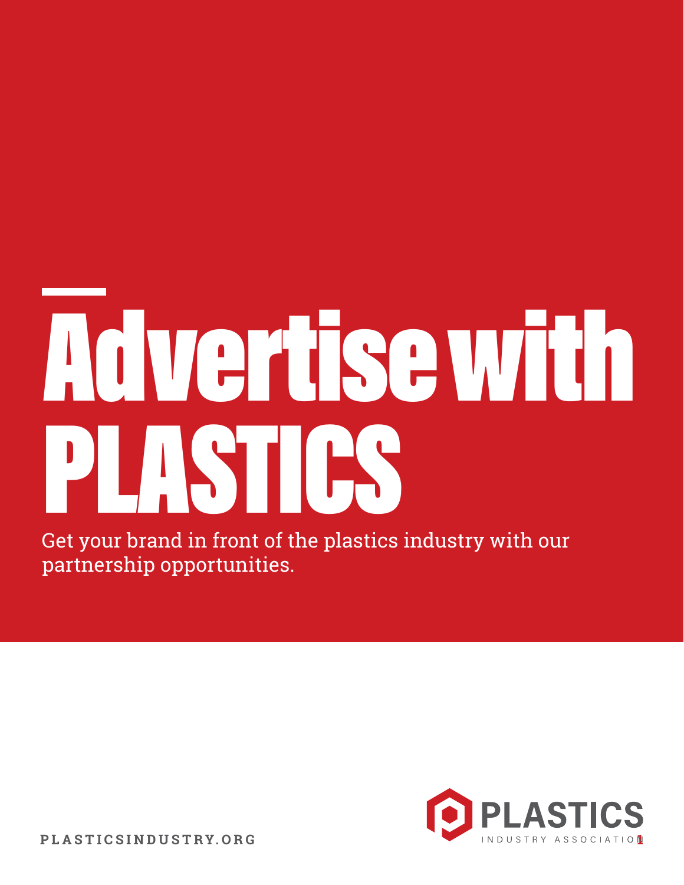# Advertise with PLASTICS

Get your brand in front of the plastics industry with our partnership opportunities.

PLASTICSINDUSTRY.ORG

PLASTICS INDUSTRY ASSOCIATION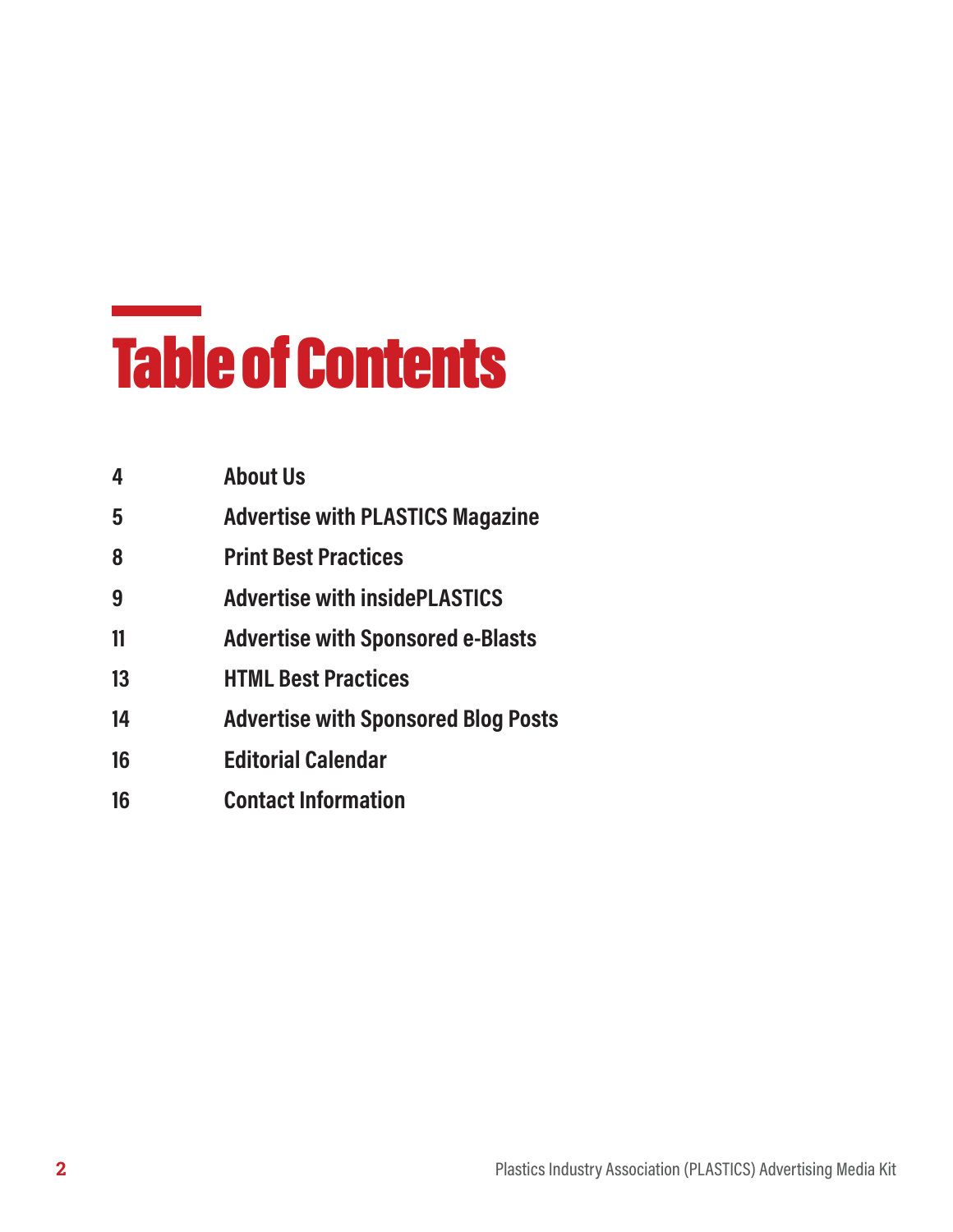# Table of Contents

| | |
|---|---|
| 4 | About Us |
| 5 | Advertise with PLASTICS Magazine |
| 8 | Print Best Practices |
| 9 | Advertise with insidePLASTICS |
| 11 | Advertise with Sponsored e-Blasts |
| 13 | HTML Best Practices |
| 14 | Advertise with Sponsored Blog Posts |
| 16 | Editorial Calendar |
| 16 | Contact Information |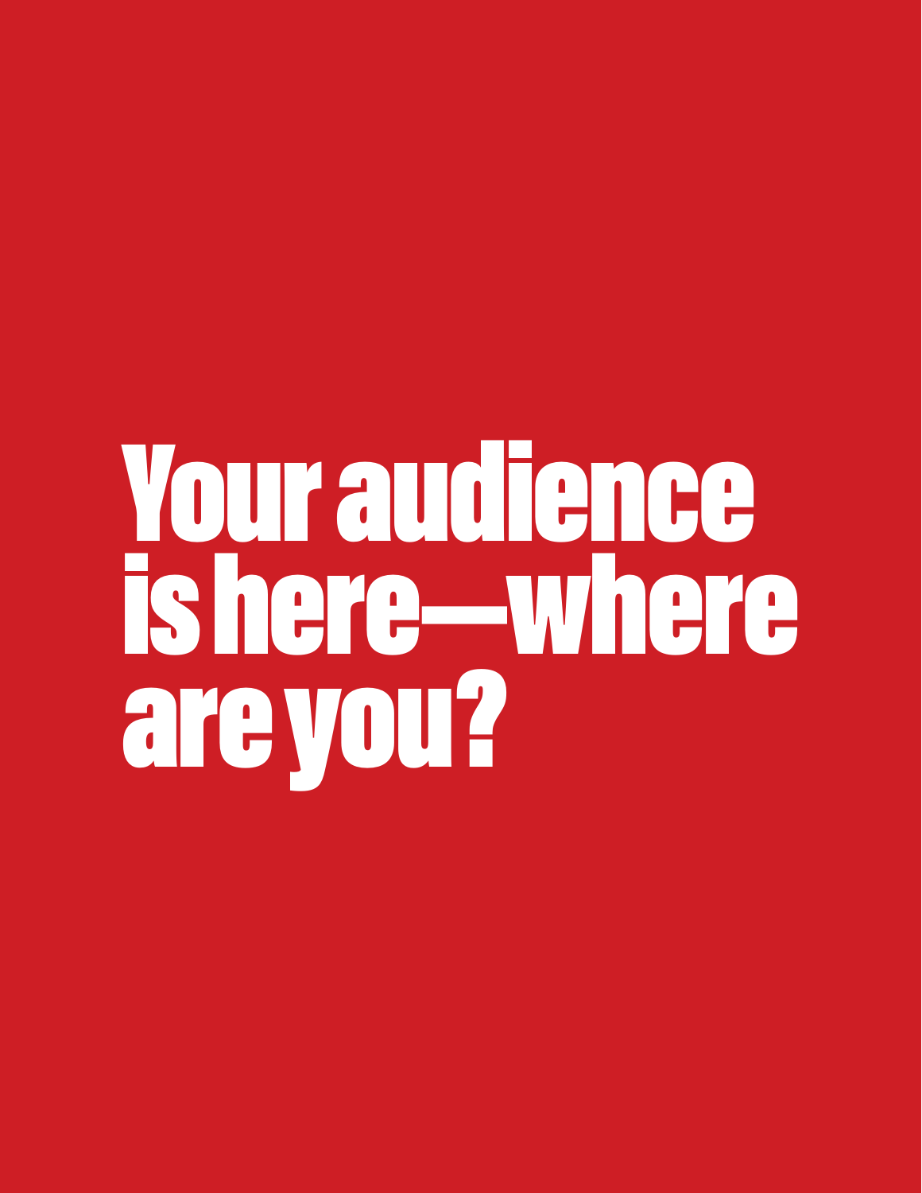# Your audience is here—where are you?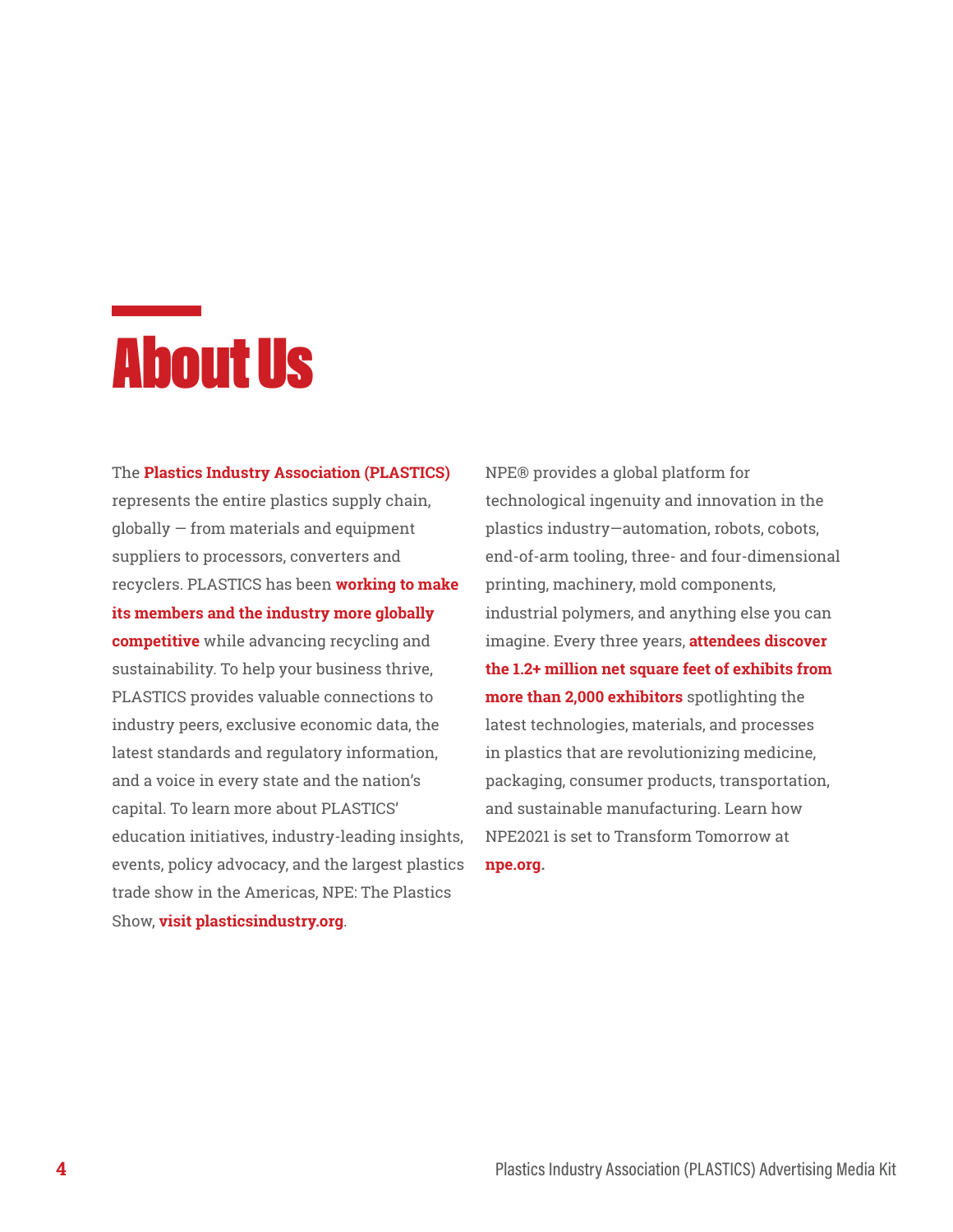# About Us

The **Plastics Industry Association (PLASTICS)** represents the entire plastics supply chain, globally — from materials and equipment suppliers to processors, converters and recyclers. PLASTICS has been **working to make its members and the industry more globally competitive** while advancing recycling and sustainability. To help your business thrive, PLASTICS provides valuable connections to industry peers, exclusive economic data, the latest standards and regulatory information, and a voice in every state and the nation's capital. To learn more about PLASTICS' education initiatives, industry-leading insights, events, policy advocacy, and the largest plastics trade show in the Americas, NPE: The Plastics Show, **visit plasticsindustry.org**.

NPE® provides a global platform for technological ingenuity and innovation in the plastics industry—automation, robots, cobots, end-of-arm tooling, three- and four-dimensional printing, machinery, mold components, industrial polymers, and anything else you can imagine. Every three years, **attendees discover the 1.2+ million net square feet of exhibits from more than 2,000 exhibitors** spotlighting the latest technologies, materials, and processes in plastics that are revolutionizing medicine, packaging, consumer products, transportation, and sustainable manufacturing. Learn how NPE2021 is set to Transform Tomorrow at **npe.org.**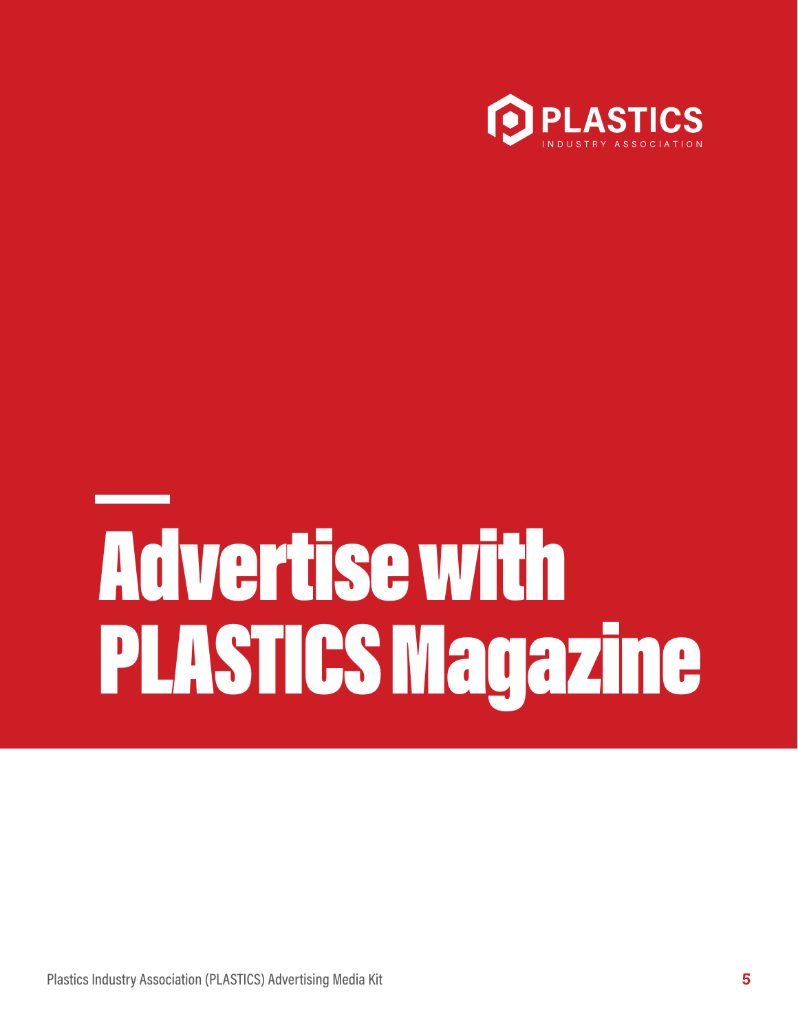PLASTICS INDUSTRY ASSOCIATION

# Advertise with PLASTICS Magazine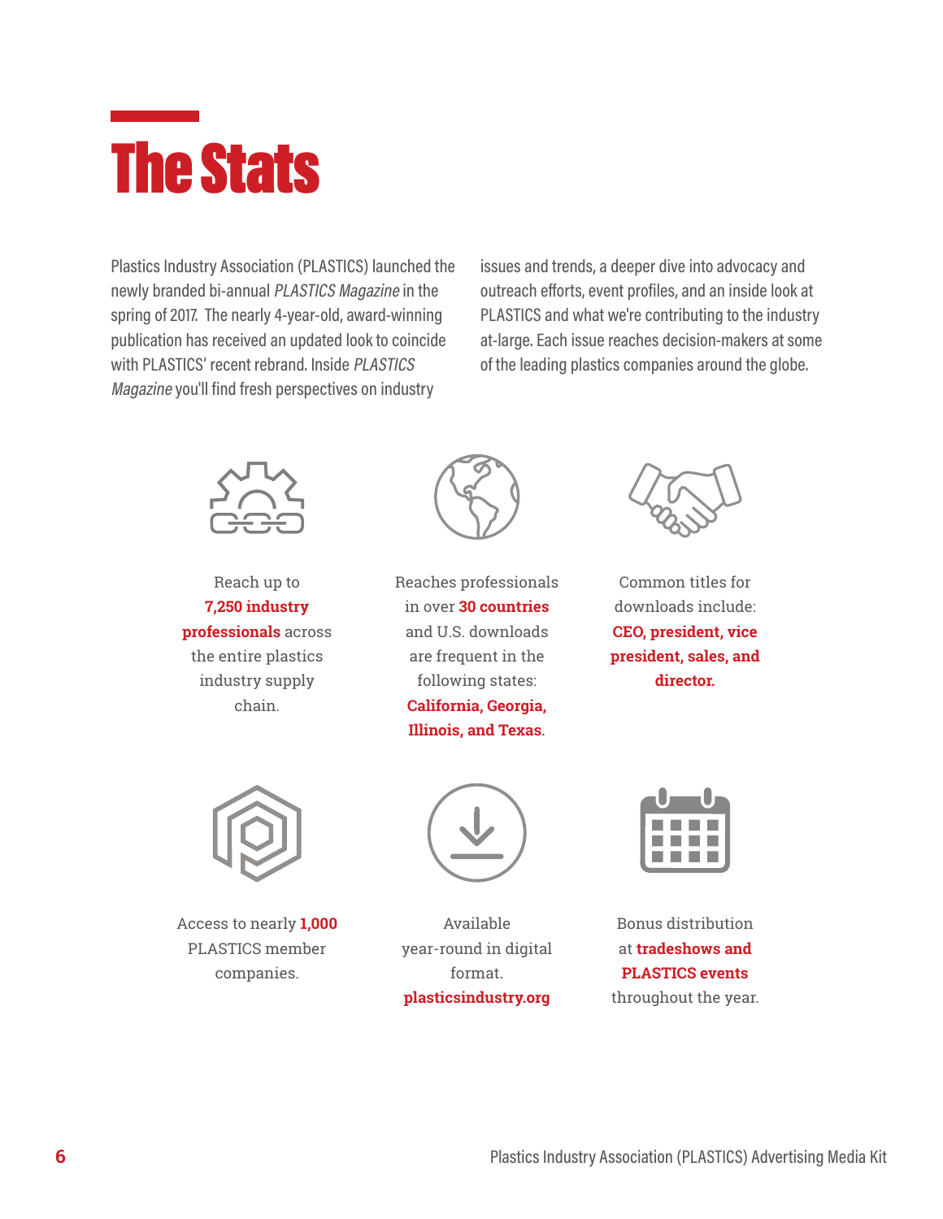# The Stats

Plastics Industry Association (PLASTICS) launched the newly branded bi-annual *PLASTICS Magazine* in the spring of 2017. The nearly 4-year-old, award-winning publication has received an updated look to coincide with PLASTICS' recent rebrand. Inside *PLASTICS Magazine* you'll find fresh perspectives on industry issues and trends, a deeper dive into advocacy and outreach efforts, event profiles, and an inside look at PLASTICS and what we're contributing to the industry at-large. Each issue reaches decision-makers at some of the leading plastics companies around the globe.

Reach up to **7,250 industry professionals** across the entire plastics industry supply chain.

Reaches professionals in over **30 countries** and U.S. downloads are frequent in the following states: **California, Georgia, Illinois, and Texas**.

Common titles for downloads include: **CEO, president, vice president, sales, and director.**

Access to nearly **1,000** PLASTICS member companies.

Available year-round in digital format. **plasticsindustry.org**

Bonus distribution at **tradeshows and PLASTICS events** throughout the year.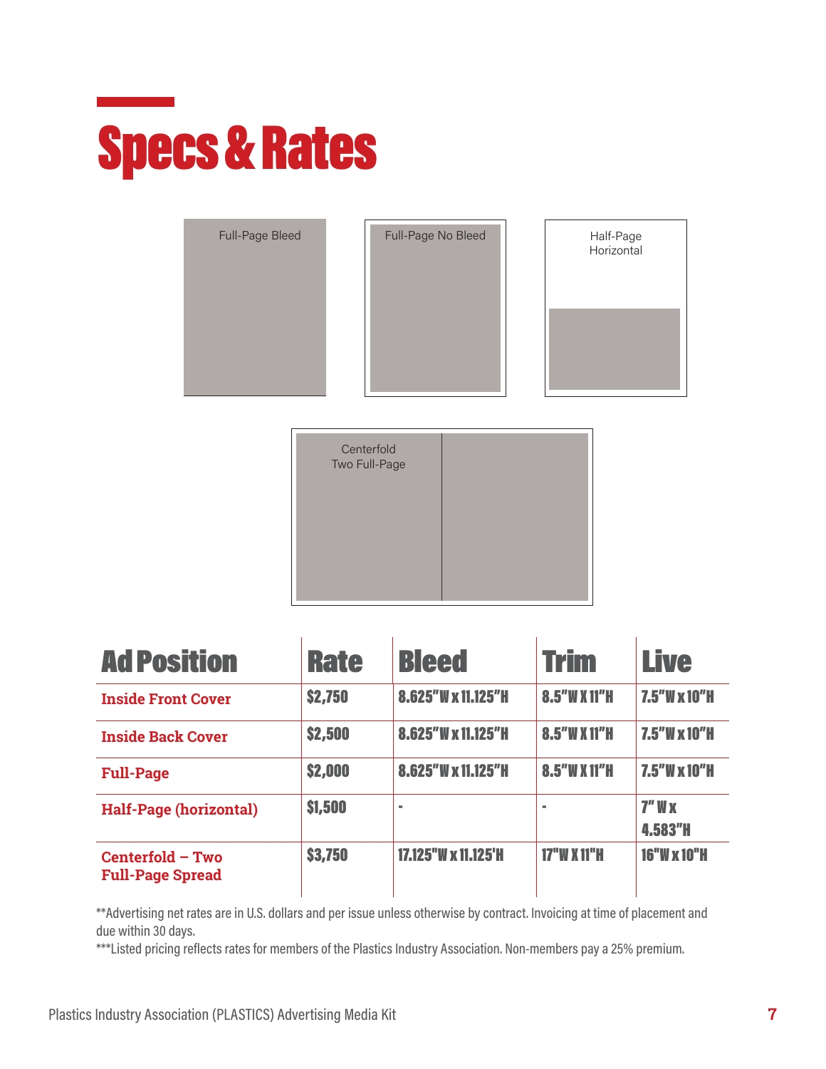# Specs & Rates

Full-Page Bleed

Full-Page No Bleed

Half-Page Horizontal

Centerfold Two Full-Page

| Ad Position | Rate | Bleed | Trim | Live |
|---|---|---|---|---|
| Inside Front Cover | $2,750 | 8.625"W x 11.125"H | 8.5"W X 11"H | 7.5"W x 10"H |
| Inside Back Cover | $2,500 | 8.625"W x 11.125"H | 8.5"W X 11"H | 7.5"W x 10"H |
| Full-Page | $2,000 | 8.625"W x 11.125"H | 8.5"W X 11"H | 7.5"W x 10"H |
| Half-Page (horizontal) | $1,500 | - | - | 7" W x 4.583"H |
| Centerfold – Two Full-Page Spread | $3,750 | 17.125"W x 11.125'H | 17"W X 11"H | 16"W X 10"H |

**Advertising net rates are in U.S. dollars and per issue unless otherwise by contract. Invoicing at time of placement and due within 30 days.

***Listed pricing reflects rates for members of the Plastics Industry Association. Non-members pay a 25% premium.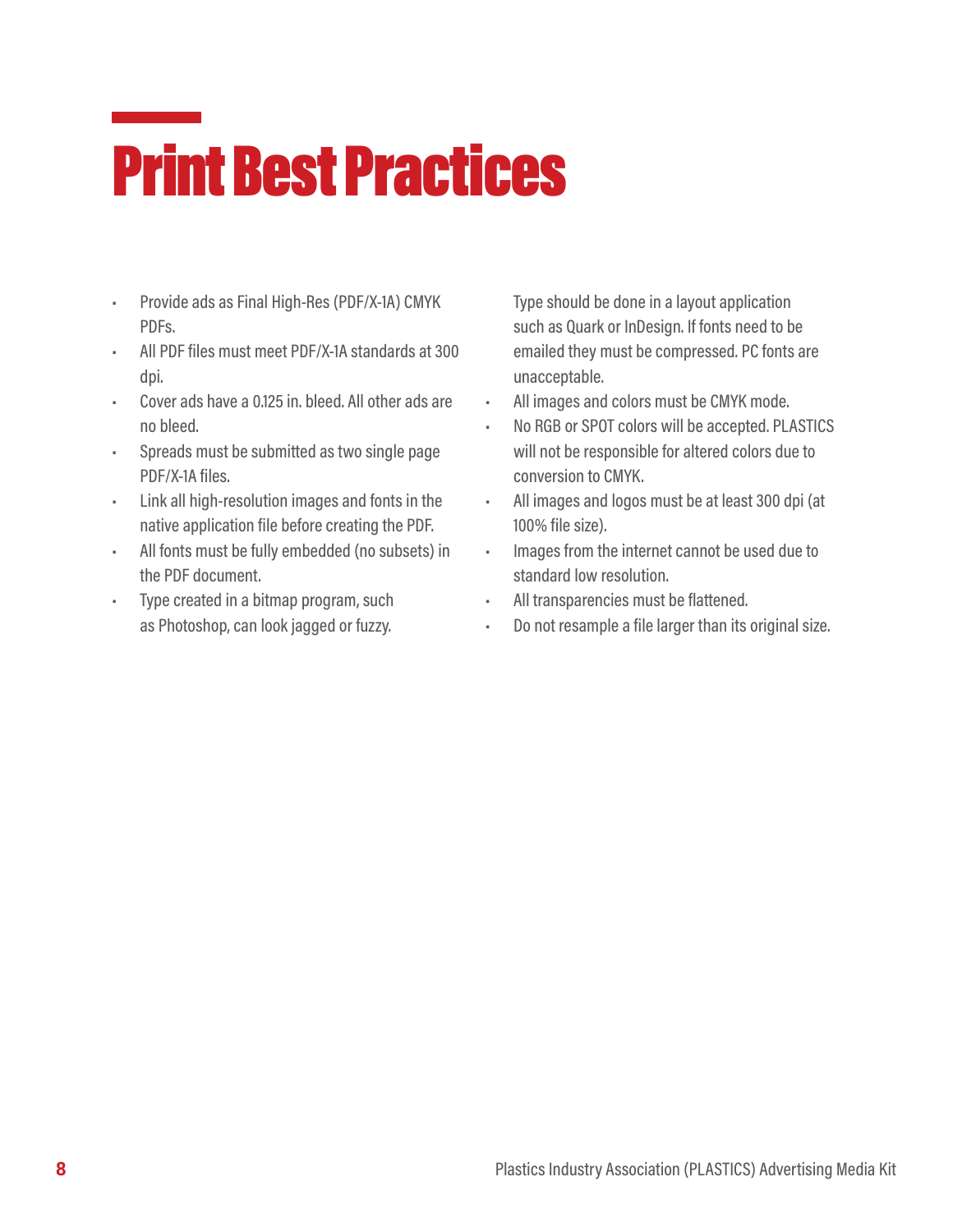# Print Best Practices

- Provide ads as Final High-Res (PDF/X-1A) CMYK PDFs.
- All PDF files must meet PDF/X-1A standards at 300 dpi.
- Cover ads have a 0.125 in. bleed. All other ads are no bleed.
- Spreads must be submitted as two single page PDF/X-1A files.
- Link all high-resolution images and fonts in the native application file before creating the PDF.
- All fonts must be fully embedded (no subsets) in the PDF document.
- Type created in a bitmap program, such as Photoshop, can look jagged or fuzzy. Type should be done in a layout application such as Quark or InDesign. If fonts need to be emailed they must be compressed. PC fonts are unacceptable.
- All images and colors must be CMYK mode.
- No RGB or SPOT colors will be accepted. PLASTICS will not be responsible for altered colors due to conversion to CMYK.
- All images and logos must be at least 300 dpi (at 100% file size).
- Images from the internet cannot be used due to standard low resolution.
- All transparencies must be flattened.
- Do not resample a file larger than its original size.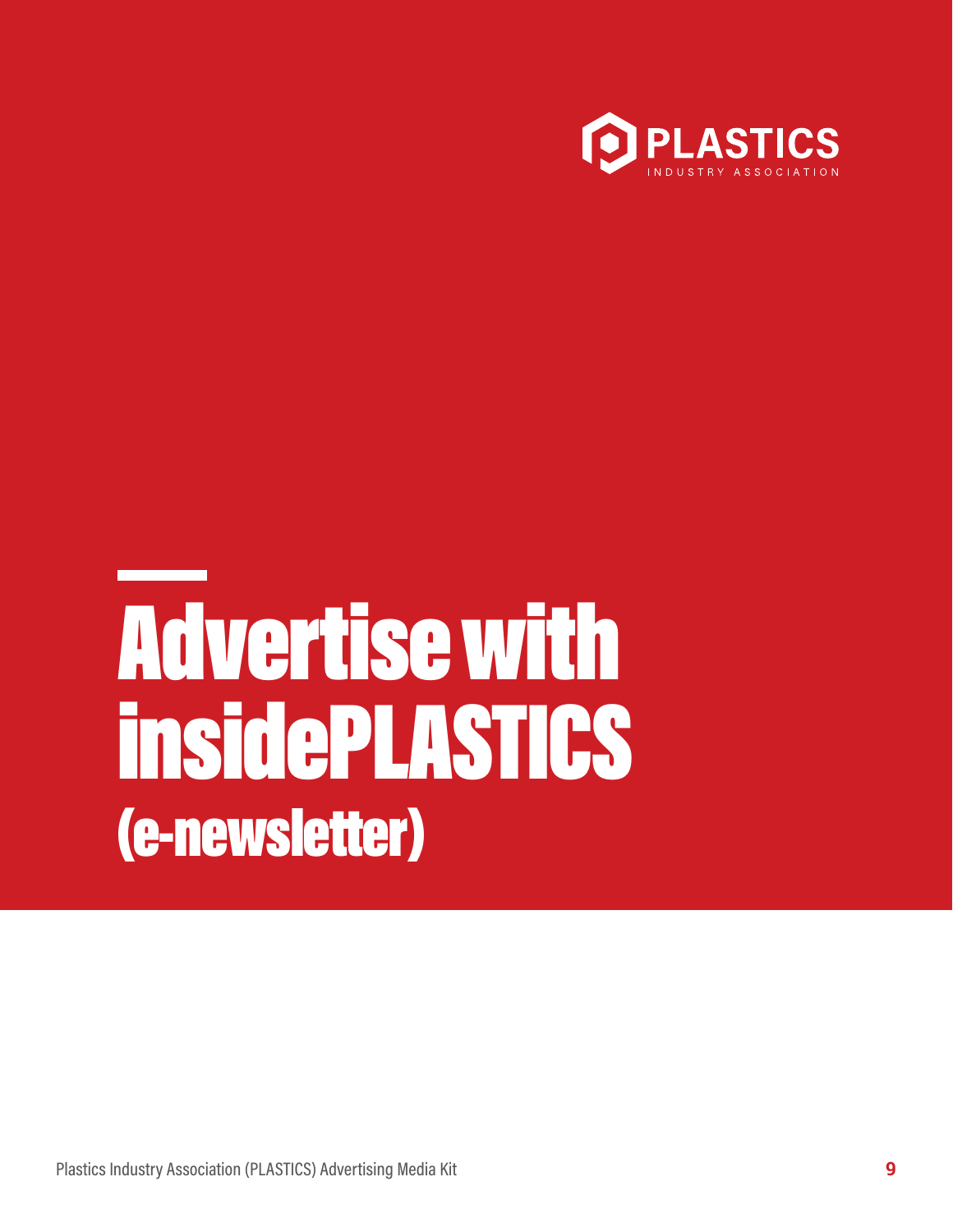# Advertise with insidePLASTICS (e-newsletter)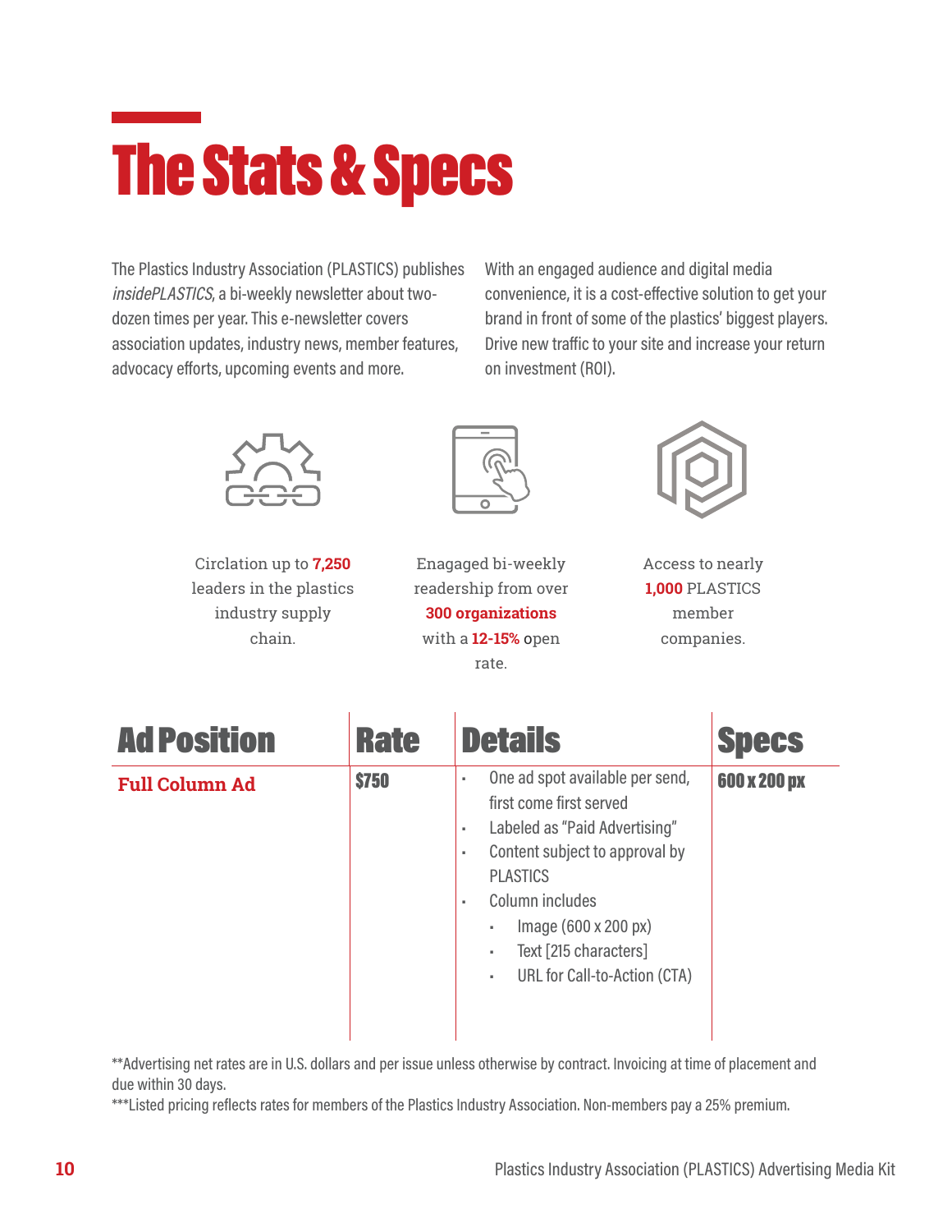# The Stats & Specs

The Plastics Industry Association (PLASTICS) publishes *insidePLASTICS*, a bi-weekly newsletter about two-dozen times per year. This e-newsletter covers association updates, industry news, member features, advocacy efforts, upcoming events and more.

With an engaged audience and digital media convenience, it is a cost-effective solution to get your brand in front of some of the plastics' biggest players. Drive new traffic to your site and increase your return on investment (ROI).

Circlation up to **7,250** leaders in the plastics industry supply chain.

Enagaged bi-weekly readership from over **300 organizations** with a **12-15%** open rate.

Access to nearly **1,000** PLASTICS member companies.

| Ad Position | Rate | Details | Specs |
| --- | --- | --- | --- |
| **Full Column Ad** | **$750** | ▪ One ad spot available per send, first come first served<br>▪ Labeled as "Paid Advertising"<br>▪ Content subject to approval by PLASTICS<br>▪ Column includes<br>&nbsp;&nbsp;▪ Image (600 x 200 px)<br>&nbsp;&nbsp;▪ Text [215 characters]<br>&nbsp;&nbsp;▪ URL for Call-to-Action (CTA) | **600 x 200 px** |

**Advertising net rates are in U.S. dollars and per issue unless otherwise by contract. Invoicing at time of placement and due within 30 days.
***Listed pricing reflects rates for members of the Plastics Industry Association. Non-members pay a 25% premium.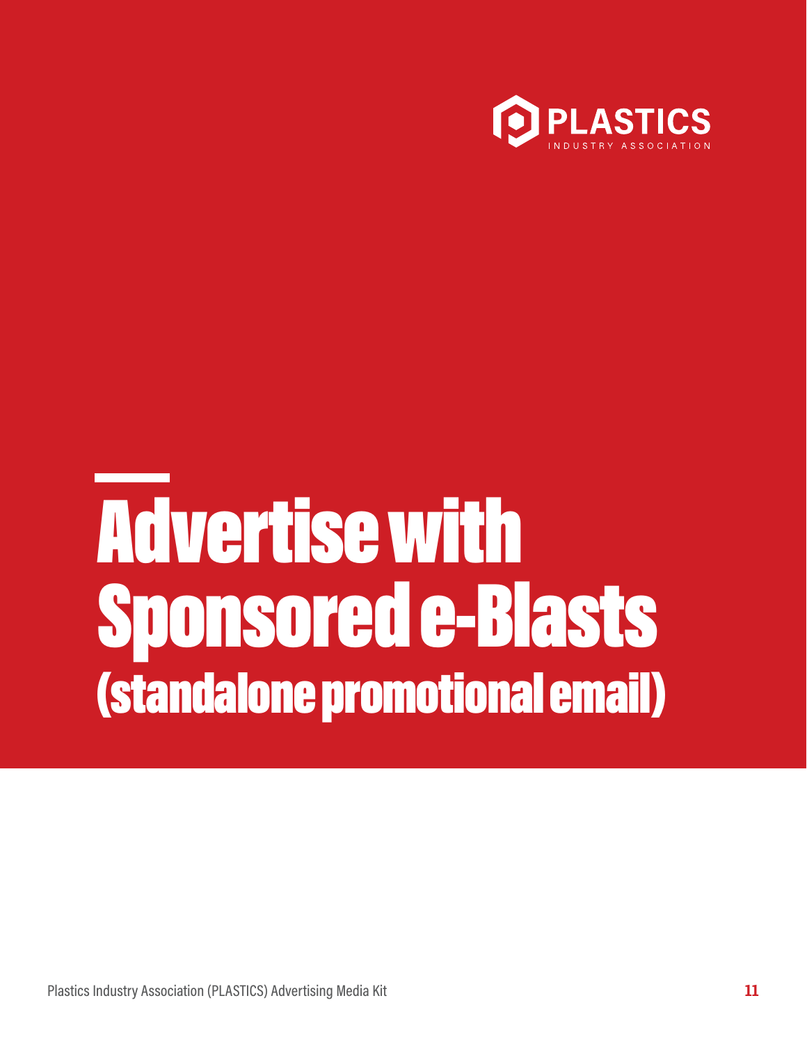PLASTICS
INDUSTRY ASSOCIATION

# Advertise with Sponsored e-Blasts (standalone promotional email)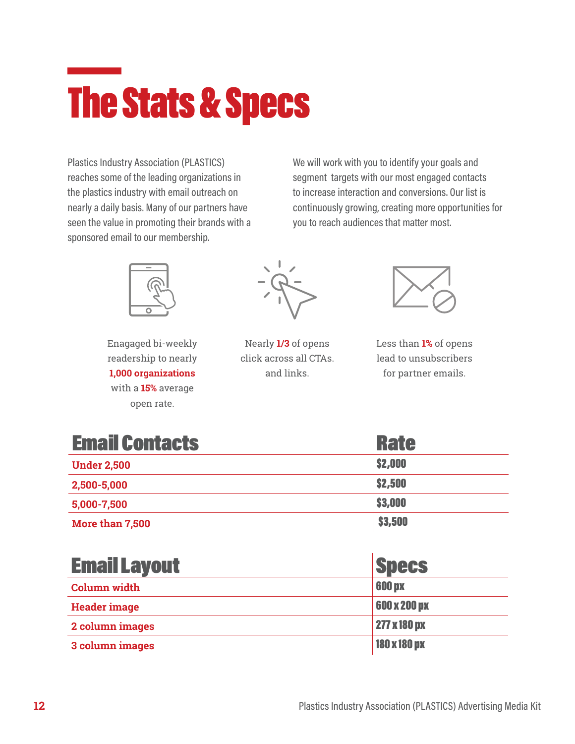# The Stats & Specs

Plastics Industry Association (PLASTICS) reaches some of the leading organizations in the plastics industry with email outreach on nearly a daily basis. Many of our partners have seen the value in promoting their brands with a sponsored email to our membership.

We will work with you to identify your goals and segment targets with our most engaged contacts to increase interaction and conversions. Our list is continuously growing, creating more opportunities for you to reach audiences that matter most.

Enagaged bi-weekly readership to nearly **1,000 organizations** with a **15%** average open rate.

Nearly **1/3** of opens click across all CTAs. and links.

Less than **1%** of opens lead to unsubscribers for partner emails.

| Email Contacts | Rate |
|---|---|
| Under 2,500 | $2,000 |
| 2,500-5,000 | $2,500 |
| 5,000-7,500 | $3,000 |
| More than 7,500 | $3,500 |

| Email Layout | Specs |
|---|---|
| Column width | 600 px |
| Header image | 600 x 200 px |
| 2 column images | 277 x 180 px |
| 3 column images | 180 x 180 px |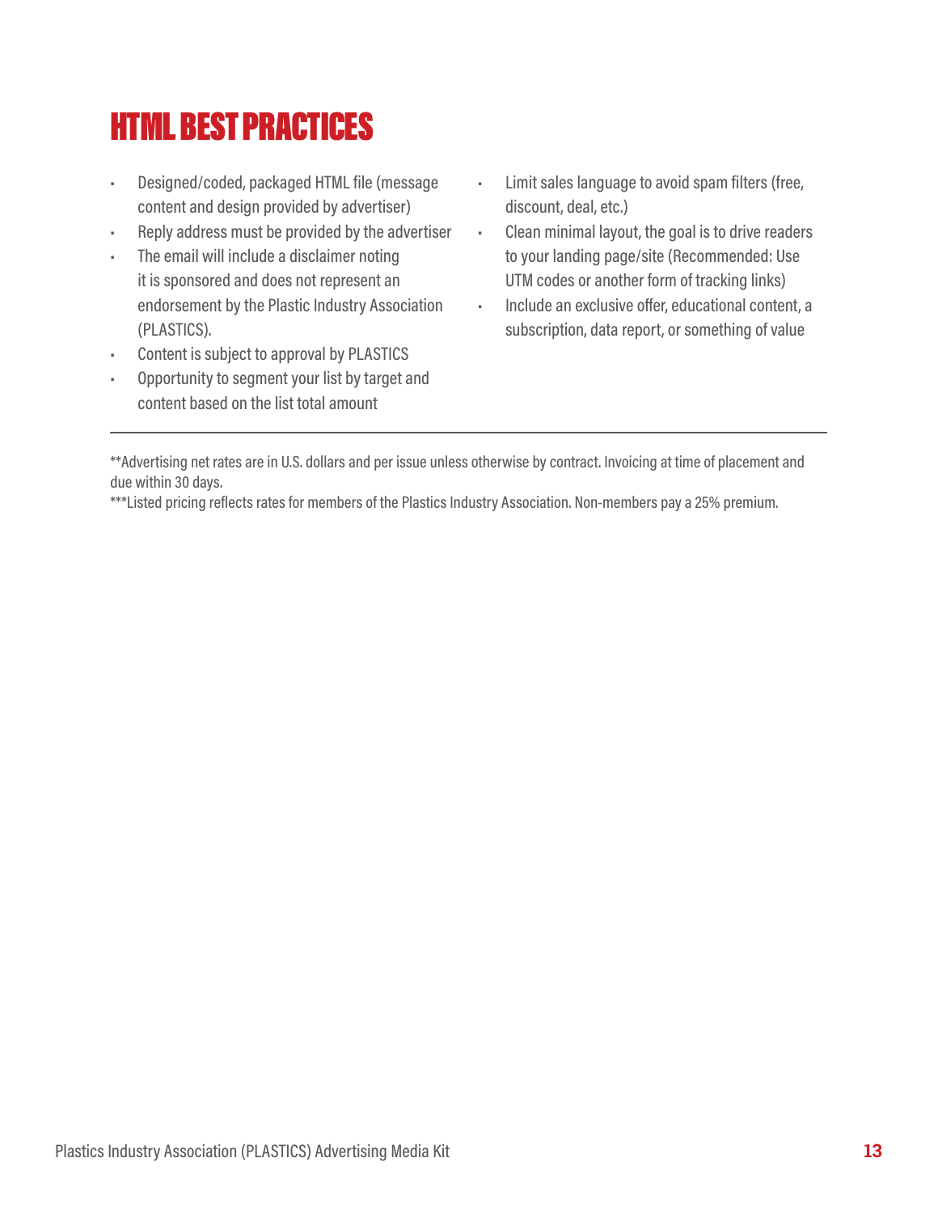# HTML BEST PRACTICES

- Designed/coded, packaged HTML file (message content and design provided by advertiser)
- Reply address must be provided by the advertiser
- The email will include a disclaimer noting it is sponsored and does not represent an endorsement by the Plastic Industry Association (PLASTICS).
- Content is subject to approval by PLASTICS
- Opportunity to segment your list by target and content based on the list total amount
- Limit sales language to avoid spam filters (free, discount, deal, etc.)
- Clean minimal layout, the goal is to drive readers to your landing page/site (Recommended: Use UTM codes or another form of tracking links)
- Include an exclusive offer, educational content, a subscription, data report, or something of value

---

**Advertising net rates are in U.S. dollars and per issue unless otherwise by contract. Invoicing at time of placement and due within 30 days.

***Listed pricing reflects rates for members of the Plastics Industry Association. Non-members pay a 25% premium.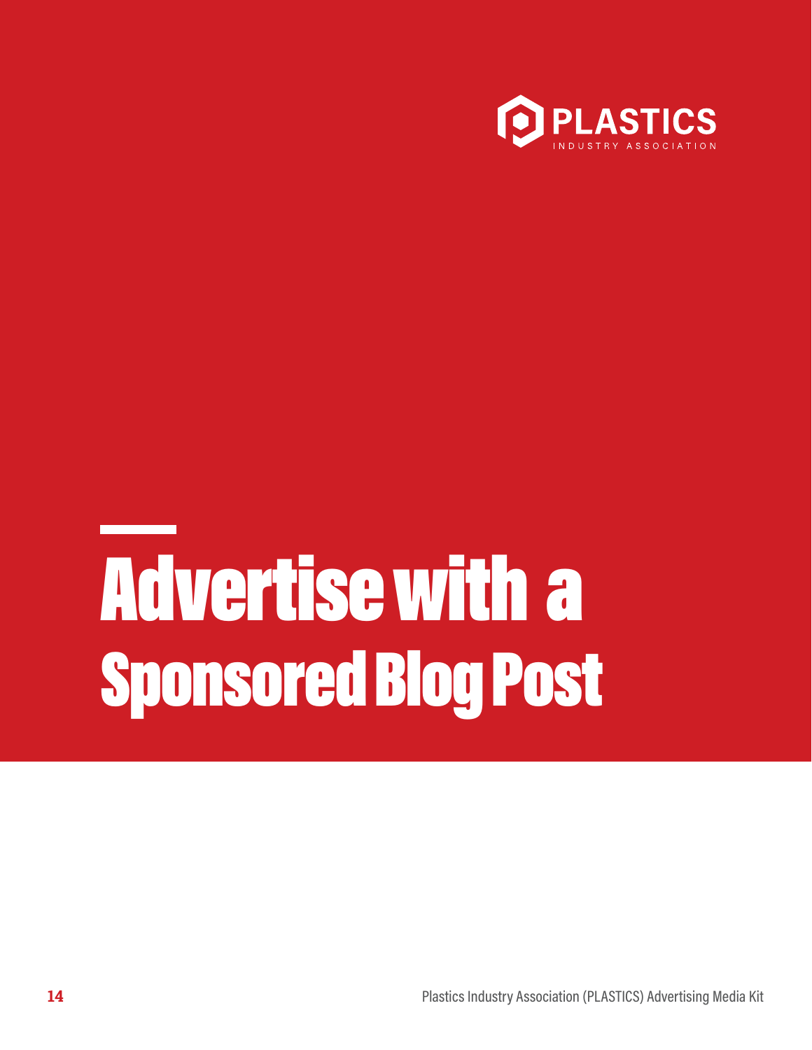PLASTICS INDUSTRY ASSOCIATION

# Advertise with a Sponsored Blog Post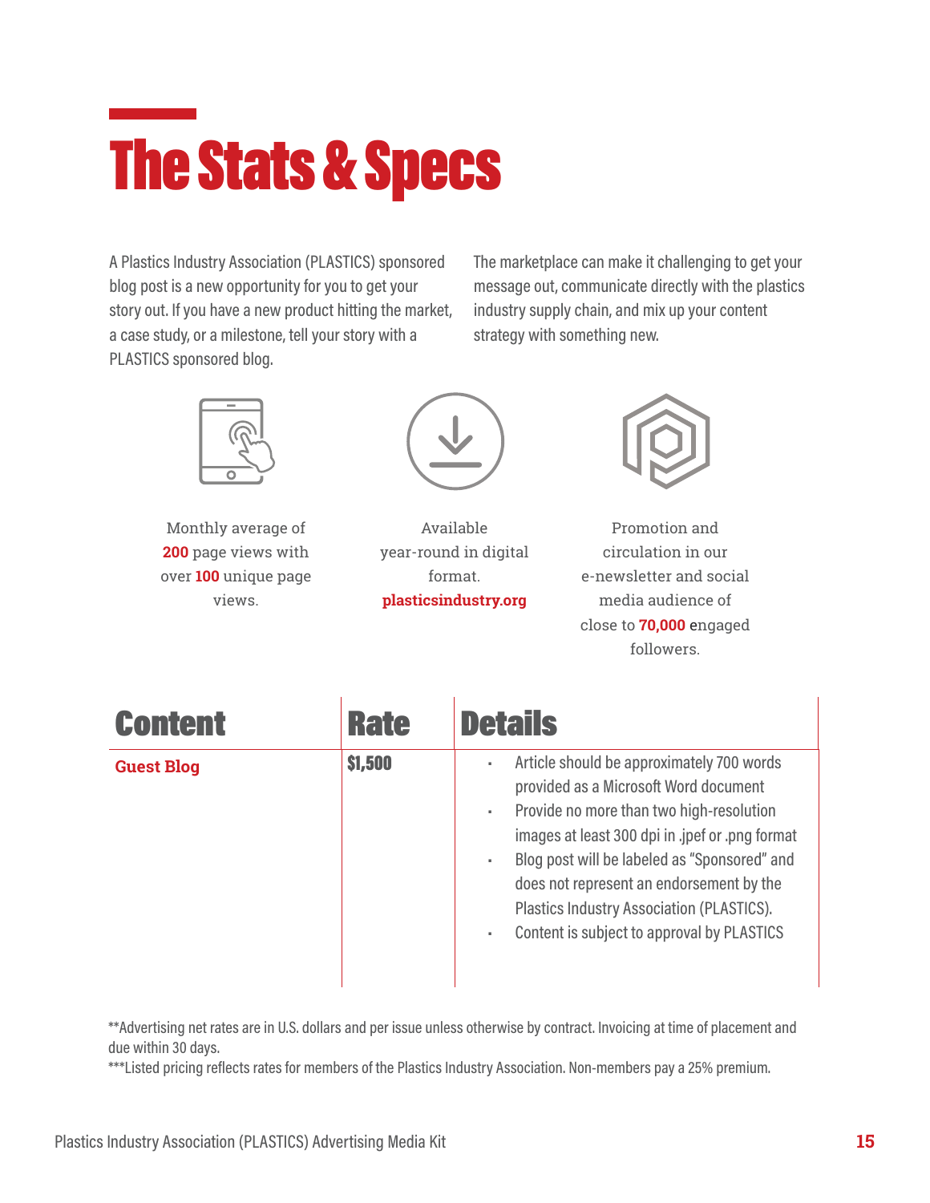# The Stats & Specs

A Plastics Industry Association (PLASTICS) sponsored blog post is a new opportunity for you to get your story out. If you have a new product hitting the market, a case study, or a milestone, tell your story with a PLASTICS sponsored blog.

The marketplace can make it challenging to get your message out, communicate directly with the plastics industry supply chain, and mix up your content strategy with something new.

Monthly average of **200** page views with over **100** unique page views.

Available year-round in digital format. **plasticsindustry.org**

Promotion and circulation in our e-newsletter and social media audience of close to **70,000** engaged followers.

| Content | Rate | Details |
|---|---|---|
| **Guest Blog** | $1,500 | • Article should be approximately 700 words provided as a Microsoft Word document<br>• Provide no more than two high-resolution images at least 300 dpi in .jpef or .png format<br>• Blog post will be labeled as "Sponsored" and does not represent an endorsement by the Plastics Industry Association (PLASTICS).<br>• Content is subject to approval by PLASTICS |

**Advertising net rates are in U.S. dollars and per issue unless otherwise by contract. Invoicing at time of placement and due within 30 days.

***Listed pricing reflects rates for members of the Plastics Industry Association. Non-members pay a 25% premium.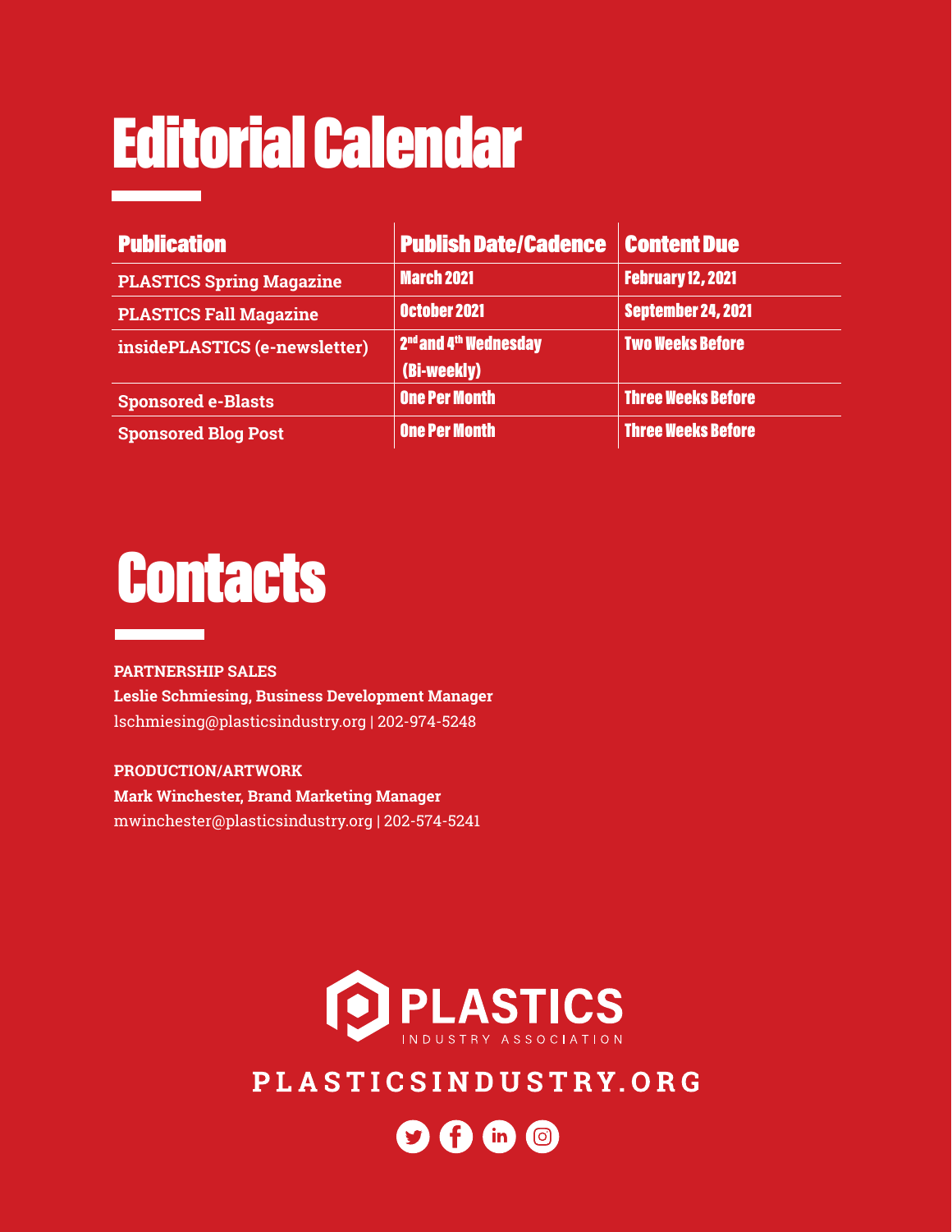# Editorial Calendar

| Publication | Publish Date/Cadence | Content Due |
|---|---|---|
| PLASTICS Spring Magazine | March 2021 | February 12, 2021 |
| PLASTICS Fall Magazine | October 2021 | September 24, 2021 |
| insidePLASTICS (e-newsletter) | 2nd and 4th Wednesday (Bi-weekly) | Two Weeks Before |
| Sponsored e-Blasts | One Per Month | Three Weeks Before |
| Sponsored Blog Post | One Per Month | Three Weeks Before |

# Contacts

**PARTNERSHIP SALES**
**Leslie Schmiesing, Business Development Manager**
lschmiesing@plasticsindustry.org | 202-974-5248

**PRODUCTION/ARTWORK**
**Mark Winchester, Brand Marketing Manager**
mwinchester@plasticsindustry.org | 202-574-5241

PLASTICS INDUSTRY ASSOCIATION

PLASTICSINDUSTRY.ORG